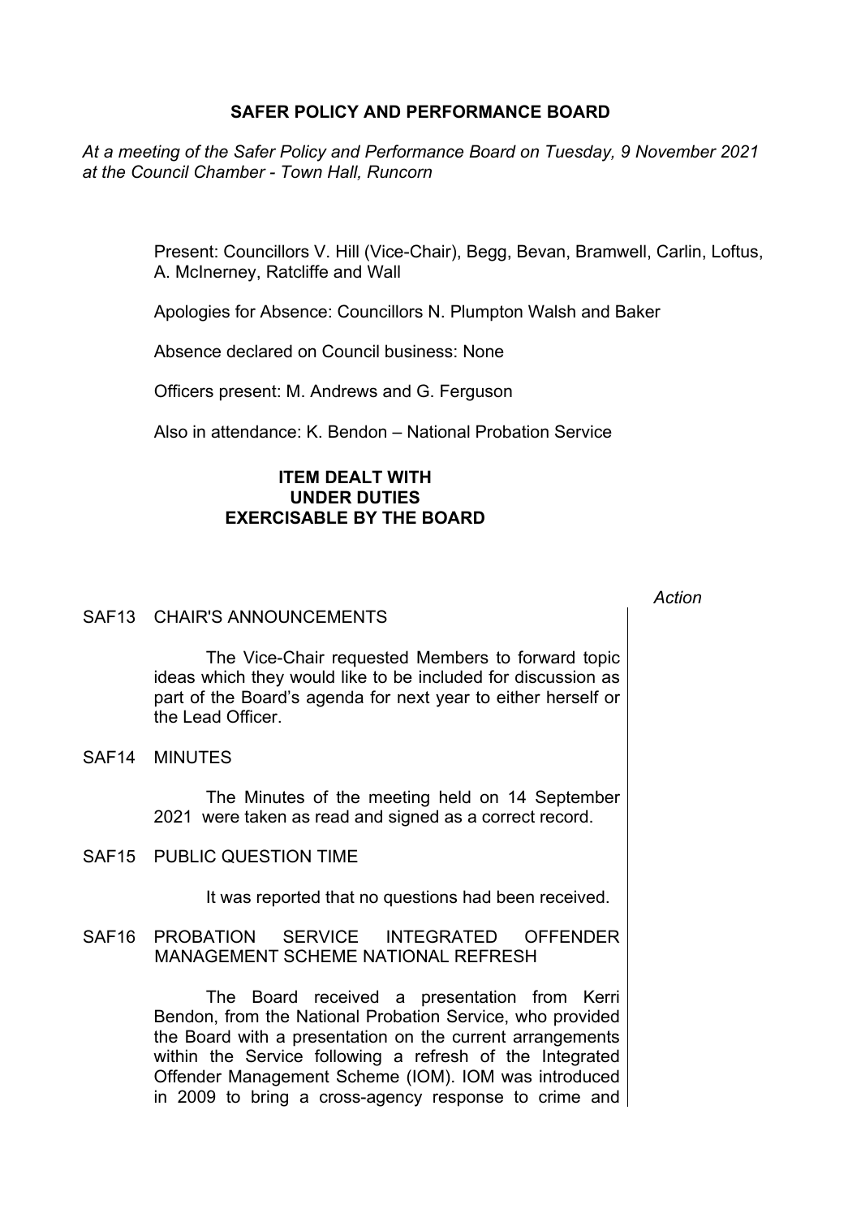# SAFER POLICY AND PERFORMANCE BOARD

*At a meeting of the Safer Policy and Performance Board on Tuesday, 9 November 2021 at the Council Chamber - Town Hall, Runcorn*

Present: Councillors V. Hill (Vice-Chair), Begg, Bevan, Bramwell, Carlin, Loftus, A. McInerney, Ratcliffe and Wall

Apologies for Absence: Councillors N. Plumpton Walsh and Baker

Absence declared on Council business: None

Officers present: M. Andrews and G. Ferguson

Also in attendance: K. Bendon – National Probation Service

## ITEM DEALT WITH UNDER DUTIES EXERCISABLE BY THE BOARD

*Action*

### SAF13 CHAIR'S ANNOUNCEMENTS

The Vice-Chair requested Members to forward topic ideas which they would like to be included for discussion as part of the Board's agenda for next year to either herself or the Lead Officer.

### SAF14 MINUTES

The Minutes of the meeting held on 14 September 2021 were taken as read and signed as a correct record.

### SAF15 PUBLIC QUESTION TIME

It was reported that no questions had been received.

### SAF16 PROBATION SERVICE INTEGRATED OFFENDER MANAGEMENT SCHEME NATIONAL REFRESH

The Board received a presentation from Kerri Bendon, from the National Probation Service, who provided the Board with a presentation on the current arrangements within the Service following a refresh of the Integrated Offender Management Scheme (IOM). IOM was introduced in 2009 to bring a cross-agency response to crime and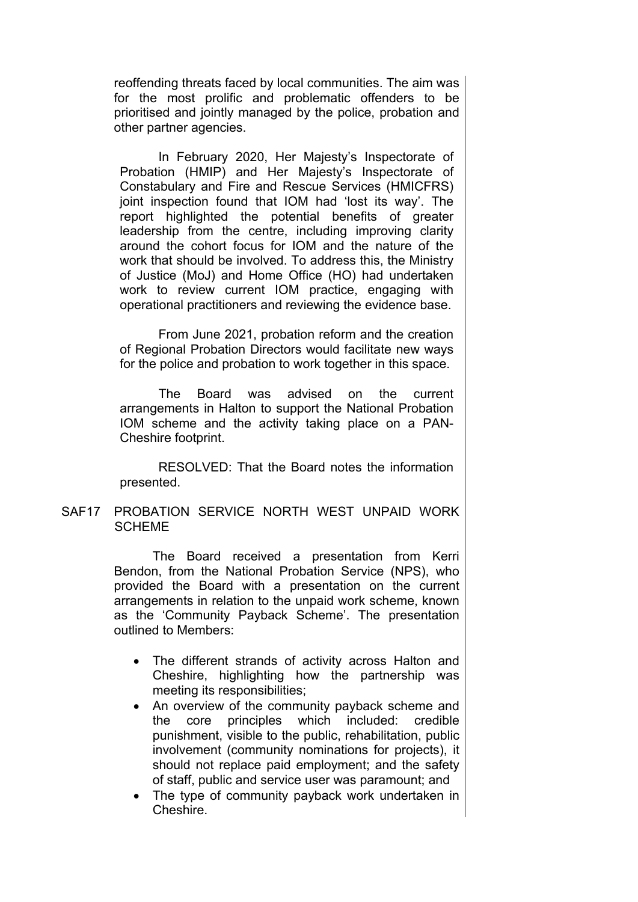reoffending threats faced by local communities. The aim was for the most prolific and problematic offenders to be prioritised and jointly managed by the police, probation and other partner agencies.

In February 2020, Her Majesty's Inspectorate of Probation (HMIP) and Her Majesty's Inspectorate of Constabulary and Fire and Rescue Services (HMICFRS) joint inspection found that IOM had 'lost its way'. The report highlighted the potential benefits of greater leadership from the centre, including improving clarity around the cohort focus for IOM and the nature of the work that should be involved. To address this, the Ministry of Justice (MoJ) and Home Office (HO) had undertaken work to review current IOM practice, engaging with operational practitioners and reviewing the evidence base.

From June 2021, probation reform and the creation of Regional Probation Directors would facilitate new ways for the police and probation to work together in this space.

The Board was advised on the current arrangements in Halton to support the National Probation IOM scheme and the activity taking place on a PAN-Cheshire footprint.

RESOLVED: That the Board notes the information presented.

## SAF17 PROBATION SERVICE NORTH WEST UNPAID WORK SCHEME

The Board received a presentation from Kerri Bendon, from the National Probation Service (NPS), who provided the Board with a presentation on the current arrangements in relation to the unpaid work scheme, known as the 'Community Payback Scheme'. The presentation outlined to Members:

- The different strands of activity across Halton and Cheshire, highlighting how the partnership was meeting its responsibilities;
- An overview of the community payback scheme and the core principles which included: credible punishment, visible to the public, rehabilitation, public involvement (community nominations for projects), it should not replace paid employment; and the safety of staff, public and service user was paramount; and
- The type of community payback work undertaken in Cheshire.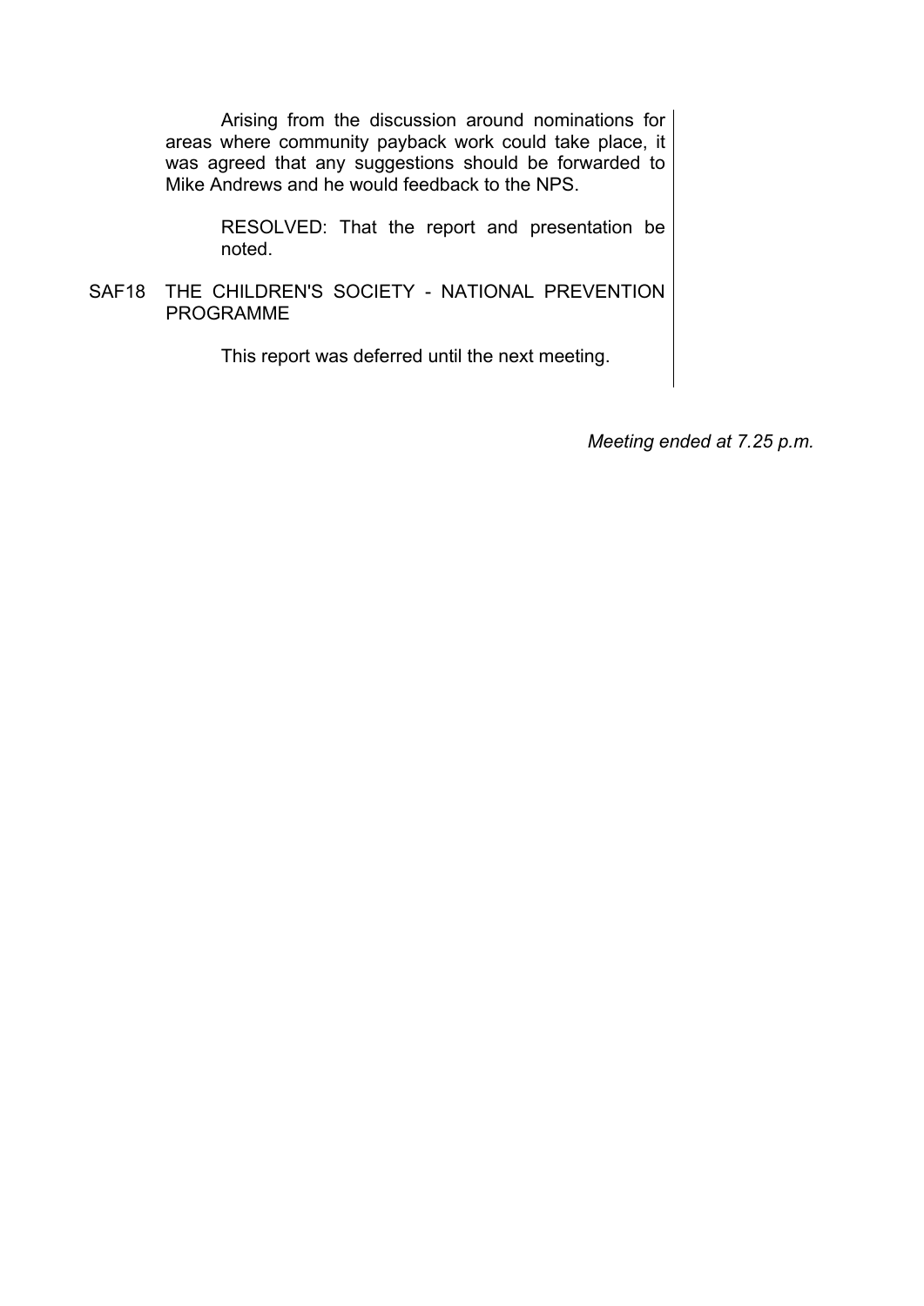Arising from the discussion around nominations for areas where community payback work could take place, it was agreed that any suggestions should be forwarded to Mike Andrews and he would feedback to the NPS.

RESOLVED: That the report and presentation be noted.

SAF18 THE CHILDREN'S SOCIETY - NATIONAL PREVENTION PROGRAMME

This report was deferred until the next meeting.

*Meeting ended at 7.25 p.m.*